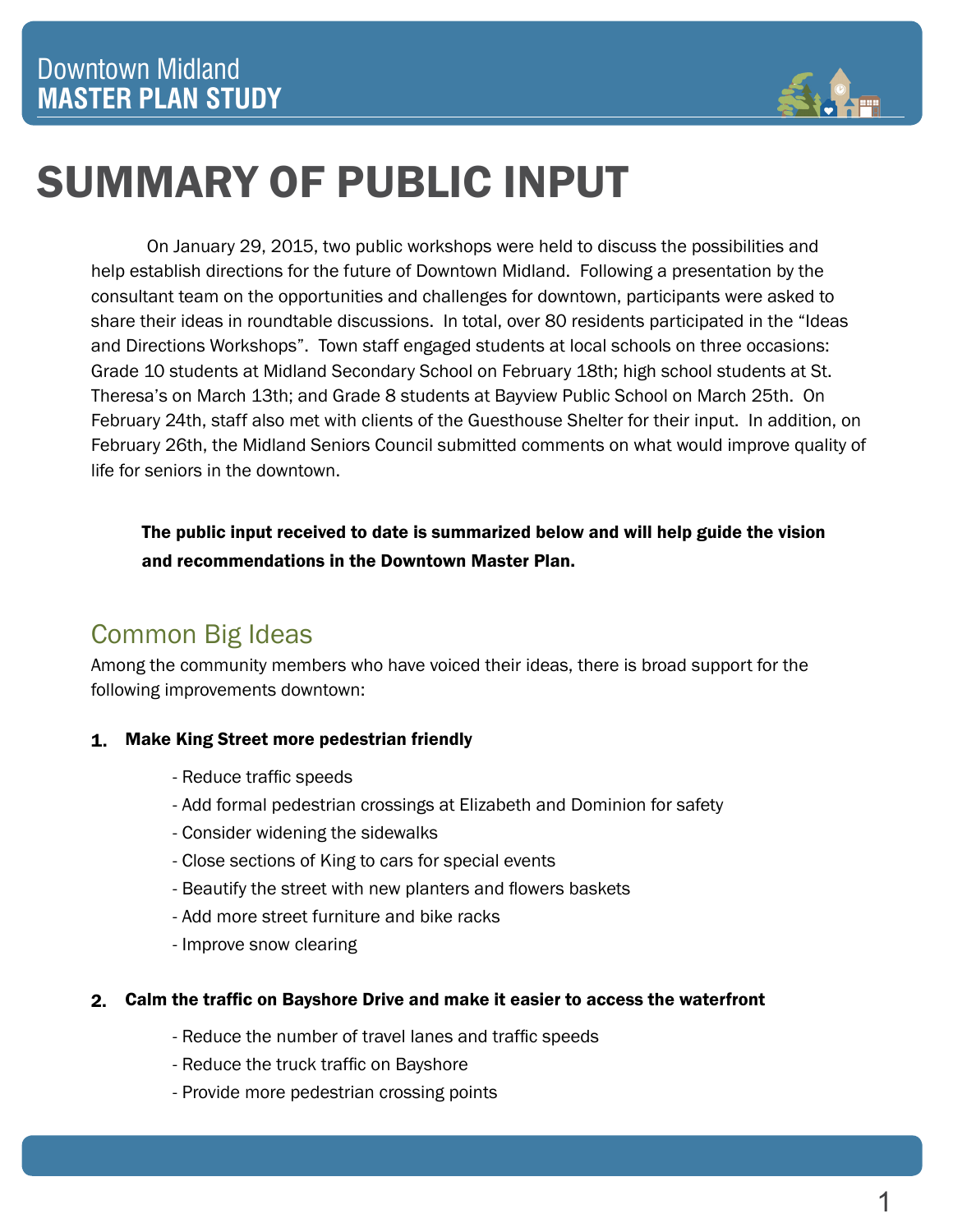Downtown Midland
**MASTER PLAN STUDY**

# SUMMARY OF PUBLIC INPUT

On January 29, 2015, two public workshops were held to discuss the possibilities and help establish directions for the future of Downtown Midland. Following a presentation by the consultant team on the opportunities and challenges for downtown, participants were asked to share their ideas in roundtable discussions. In total, over 80 residents participated in the "Ideas and Directions Workshops". Town staff engaged students at local schools on three occasions: Grade 10 students at Midland Secondary School on February 18th; high school students at St. Theresa's on March 13th; and Grade 8 students at Bayview Public School on March 25th. On February 24th, staff also met with clients of the Guesthouse Shelter for their input. In addition, on February 26th, the Midland Seniors Council submitted comments on what would improve quality of life for seniors in the downtown.

**The public input received to date is summarized below and will help guide the vision and recommendations in the Downtown Master Plan.**

## Common Big Ideas

Among the community members who have voiced their ideas, there is broad support for the following improvements downtown:

1. **Make King Street more pedestrian friendly**
   - Reduce traffic speeds
   - Add formal pedestrian crossings at Elizabeth and Dominion for safety
   - Consider widening the sidewalks
   - Close sections of King to cars for special events
   - Beautify the street with new planters and flowers baskets
   - Add more street furniture and bike racks
   - Improve snow clearing

2. **Calm the traffic on Bayshore Drive and make it easier to access the waterfront**
   - Reduce the number of travel lanes and traffic speeds
   - Reduce the truck traffic on Bayshore
   - Provide more pedestrian crossing points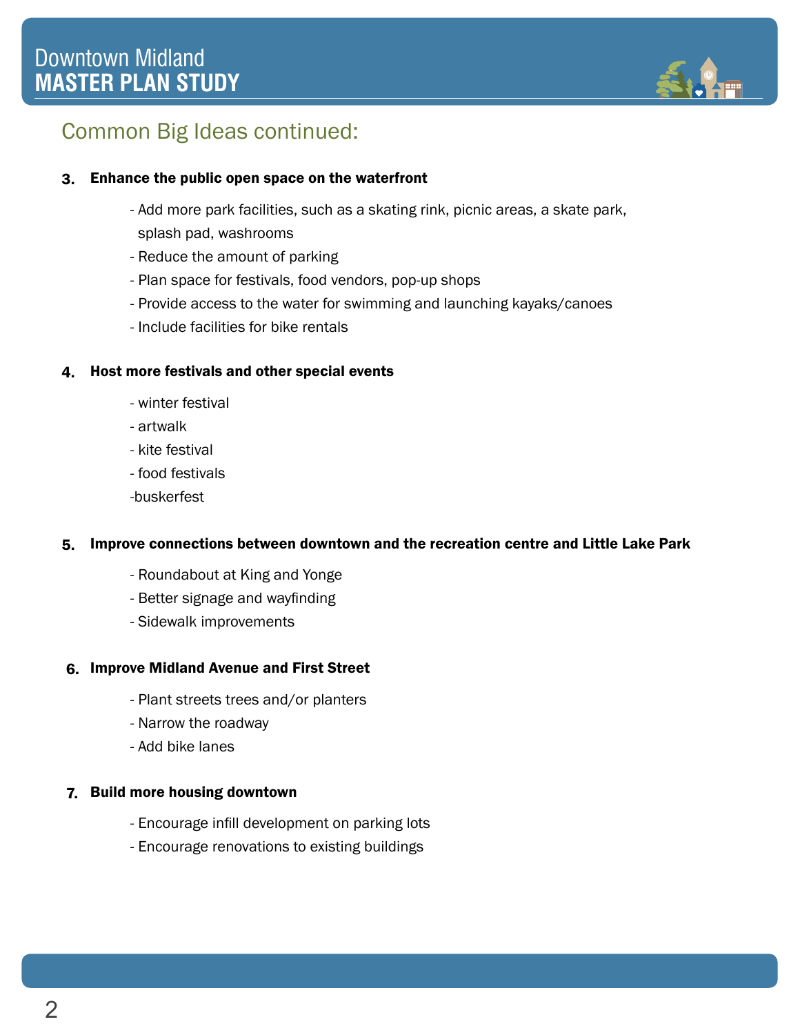## Common Big Ideas continued:

3. **Enhance the public open space on the waterfront**
   - Add more park facilities, such as a skating rink, picnic areas, a skate park, splash pad, washrooms
   - Reduce the amount of parking
   - Plan space for festivals, food vendors, pop-up shops
   - Provide access to the water for swimming and launching kayaks/canoes
   - Include facilities for bike rentals

4. **Host more festivals and other special events**
   - winter festival
   - artwalk
   - kite festival
   - food festivals
   - buskerfest

5. **Improve connections between downtown and the recreation centre and Little Lake Park**
   - Roundabout at King and Yonge
   - Better signage and wayfinding
   - Sidewalk improvements

6. **Improve Midland Avenue and First Street**
   - Plant streets trees and/or planters
   - Narrow the roadway
   - Add bike lanes

7. **Build more housing downtown**
   - Encourage infill development on parking lots
   - Encourage renovations to existing buildings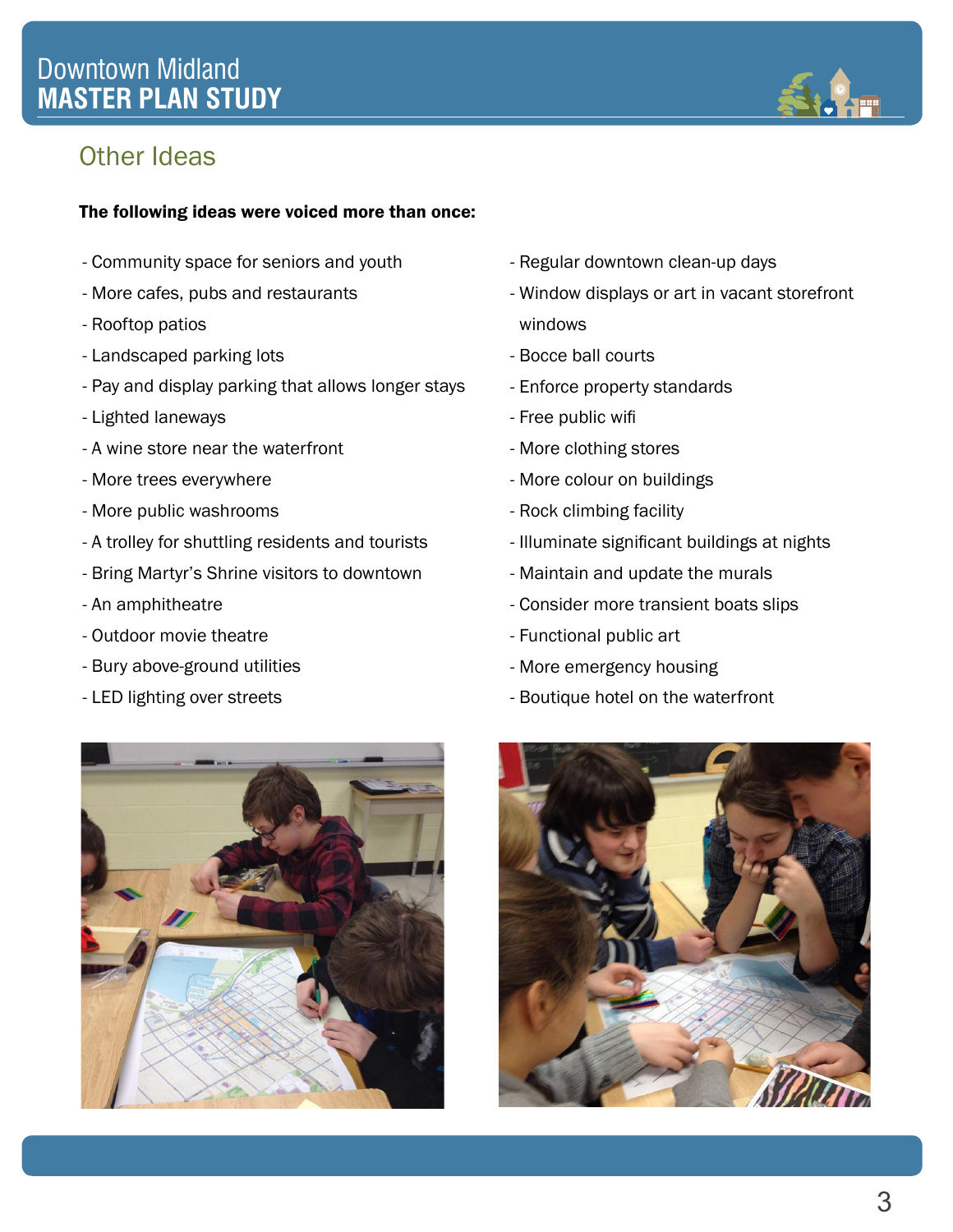## Other Ideas

**The following ideas were voiced more than once:**

- Community space for seniors and youth
- More cafes, pubs and restaurants
- Rooftop patios
- Landscaped parking lots
- Pay and display parking that allows longer stays
- Lighted laneways
- A wine store near the waterfront
- More trees everywhere
- More public washrooms
- A trolley for shuttling residents and tourists
- Bring Martyr's Shrine visitors to downtown
- An amphitheatre
- Outdoor movie theatre
- Bury above-ground utilities
- LED lighting over streets
- Regular downtown clean-up days
- Window displays or art in vacant storefront windows
- Bocce ball courts
- Enforce property standards
- Free public wifi
- More clothing stores
- More colour on buildings
- Rock climbing facility
- Illuminate significant buildings at nights
- Maintain and update the murals
- Consider more transient boats slips
- Functional public art
- More emergency housing
- Boutique hotel on the waterfront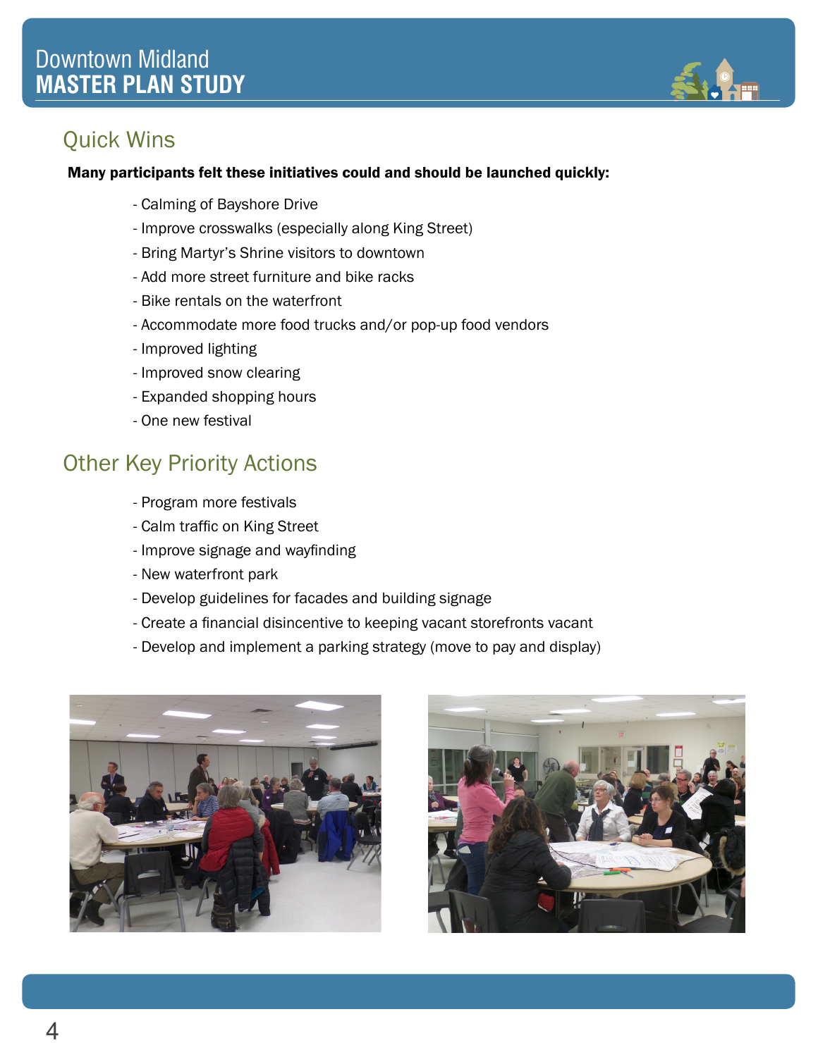## Quick Wins

**Many participants felt these initiatives could and should be launched quickly:**

- Calming of Bayshore Drive
- Improve crosswalks (especially along King Street)
- Bring Martyr's Shrine visitors to downtown
- Add more street furniture and bike racks
- Bike rentals on the waterfront
- Accommodate more food trucks and/or pop-up food vendors
- Improved lighting
- Improved snow clearing
- Expanded shopping hours
- One new festival

## Other Key Priority Actions

- Program more festivals
- Calm traffic on King Street
- Improve signage and wayfinding
- New waterfront park
- Develop guidelines for facades and building signage
- Create a financial disincentive to keeping vacant storefronts vacant
- Develop and implement a parking strategy (move to pay and display)